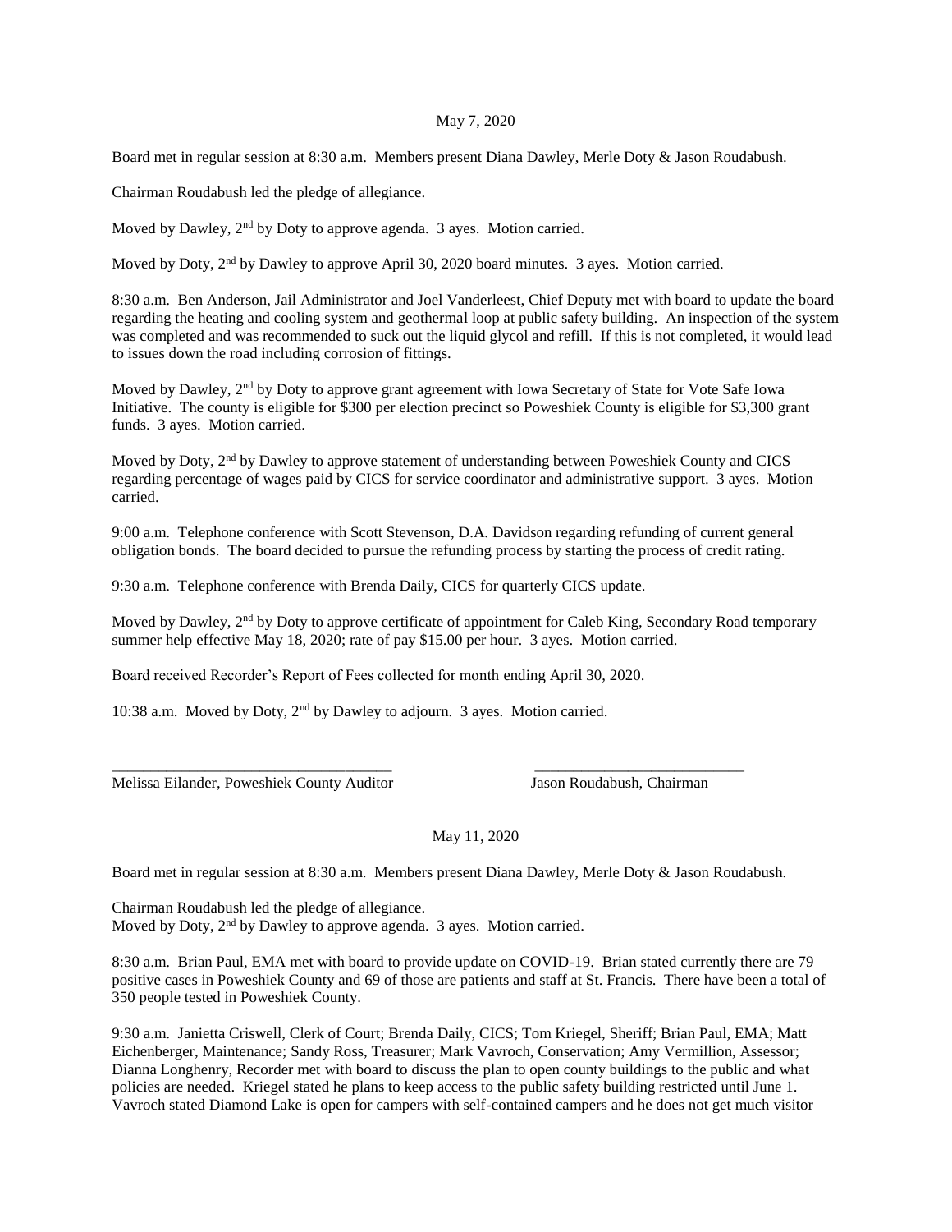May 7, 2020

Board met in regular session at 8:30 a.m. Members present Diana Dawley, Merle Doty & Jason Roudabush.

Chairman Roudabush led the pledge of allegiance.

Moved by Dawley, 2nd by Doty to approve agenda. 3 ayes. Motion carried.

Moved by Doty, 2nd by Dawley to approve April 30, 2020 board minutes. 3 ayes. Motion carried.

8:30 a.m. Ben Anderson, Jail Administrator and Joel Vanderleest, Chief Deputy met with board to update the board regarding the heating and cooling system and geothermal loop at public safety building. An inspection of the system was completed and was recommended to suck out the liquid glycol and refill. If this is not completed, it would lead to issues down the road including corrosion of fittings.

Moved by Dawley, 2nd by Doty to approve grant agreement with Iowa Secretary of State for Vote Safe Iowa Initiative. The county is eligible for $300 per election precinct so Poweshiek County is eligible for $3,300 grant funds. 3 ayes. Motion carried.

Moved by Doty, 2nd by Dawley to approve statement of understanding between Poweshiek County and CICS regarding percentage of wages paid by CICS for service coordinator and administrative support. 3 ayes. Motion carried.

9:00 a.m. Telephone conference with Scott Stevenson, D.A. Davidson regarding refunding of current general obligation bonds. The board decided to pursue the refunding process by starting the process of credit rating.

9:30 a.m. Telephone conference with Brenda Daily, CICS for quarterly CICS update.

Moved by Dawley, 2nd by Doty to approve certificate of appointment for Caleb King, Secondary Road temporary summer help effective May 18, 2020; rate of pay $15.00 per hour. 3 ayes. Motion carried.

Board received Recorder's Report of Fees collected for month ending April 30, 2020.

10:38 a.m. Moved by Doty, 2nd by Dawley to adjourn. 3 ayes. Motion carried.

\_\_\_\_\_\_\_\_\_\_\_\_\_\_\_\_\_\_\_\_\_\_\_\_\_\_\_\_\_\_\_\_\_\_\_\_ \_\_\_\_\_\_\_\_\_\_\_\_\_\_\_\_\_\_\_\_\_\_\_\_\_\_\_

Melissa Eilander, Poweshiek County Auditor Jason Roudabush, Chairman

May 11, 2020

Board met in regular session at 8:30 a.m. Members present Diana Dawley, Merle Doty & Jason Roudabush.

Chairman Roudabush led the pledge of allegiance.
Moved by Doty, 2nd by Dawley to approve agenda. 3 ayes. Motion carried.

8:30 a.m. Brian Paul, EMA met with board to provide update on COVID-19. Brian stated currently there are 79 positive cases in Poweshiek County and 69 of those are patients and staff at St. Francis. There have been a total of 350 people tested in Poweshiek County.

9:30 a.m. Janietta Criswell, Clerk of Court; Brenda Daily, CICS; Tom Kriegel, Sheriff; Brian Paul, EMA; Matt Eichenberger, Maintenance; Sandy Ross, Treasurer; Mark Vavroch, Conservation; Amy Vermillion, Assessor; Dianna Longhenry, Recorder met with board to discuss the plan to open county buildings to the public and what policies are needed. Kriegel stated he plans to keep access to the public safety building restricted until June 1. Vavroch stated Diamond Lake is open for campers with self-contained campers and he does not get much visitor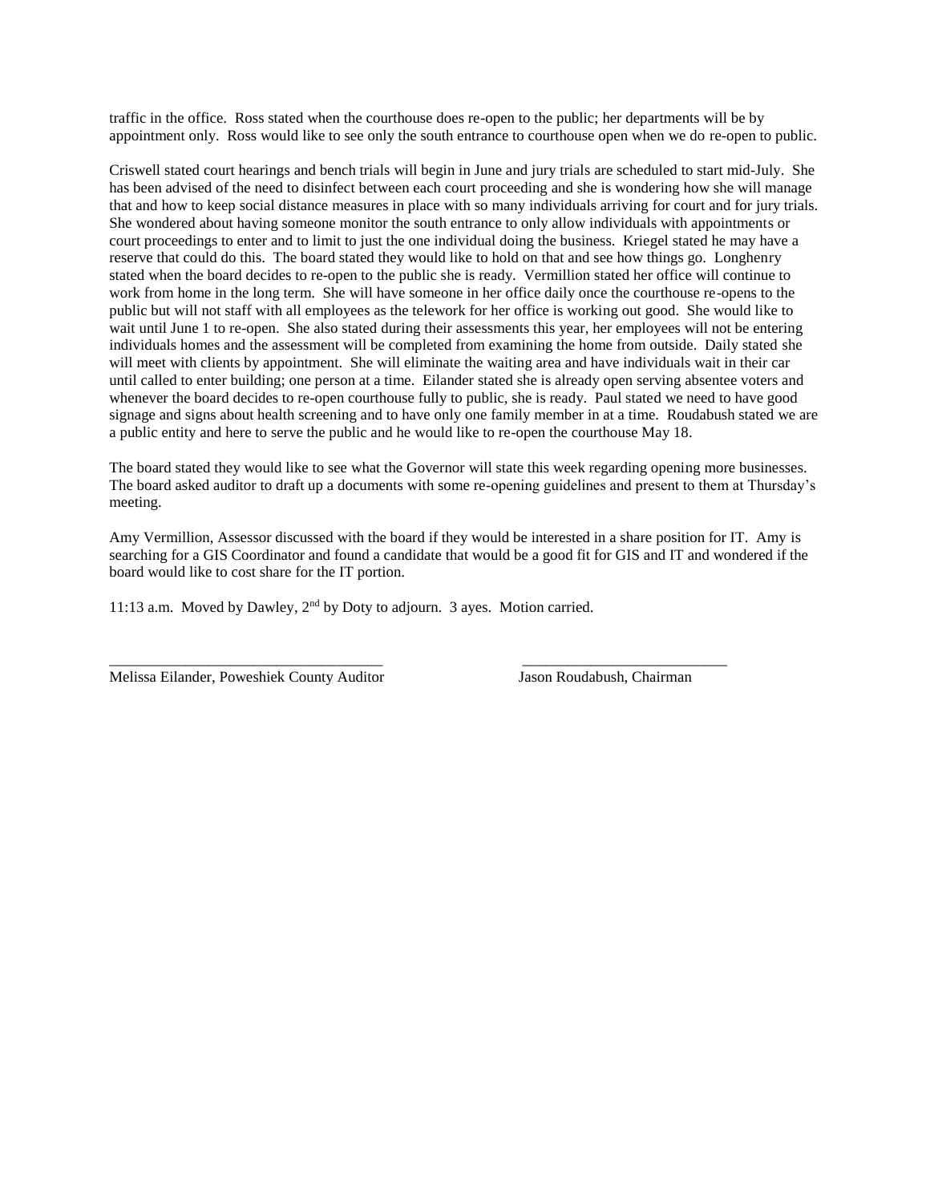traffic in the office. Ross stated when the courthouse does re-open to the public; her departments will be by appointment only. Ross would like to see only the south entrance to courthouse open when we do re-open to public.

Criswell stated court hearings and bench trials will begin in June and jury trials are scheduled to start mid-July. She has been advised of the need to disinfect between each court proceeding and she is wondering how she will manage that and how to keep social distance measures in place with so many individuals arriving for court and for jury trials. She wondered about having someone monitor the south entrance to only allow individuals with appointments or court proceedings to enter and to limit to just the one individual doing the business. Kriegel stated he may have a reserve that could do this. The board stated they would like to hold on that and see how things go. Longhenry stated when the board decides to re-open to the public she is ready. Vermillion stated her office will continue to work from home in the long term. She will have someone in her office daily once the courthouse re-opens to the public but will not staff with all employees as the telework for her office is working out good. She would like to wait until June 1 to re-open. She also stated during their assessments this year, her employees will not be entering individuals homes and the assessment will be completed from examining the home from outside. Daily stated she will meet with clients by appointment. She will eliminate the waiting area and have individuals wait in their car until called to enter building; one person at a time. Eilander stated she is already open serving absentee voters and whenever the board decides to re-open courthouse fully to public, she is ready. Paul stated we need to have good signage and signs about health screening and to have only one family member in at a time. Roudabush stated we are a public entity and here to serve the public and he would like to re-open the courthouse May 18.

The board stated they would like to see what the Governor will state this week regarding opening more businesses. The board asked auditor to draft up a documents with some re-opening guidelines and present to them at Thursday's meeting.

Amy Vermillion, Assessor discussed with the board if they would be interested in a share position for IT. Amy is searching for a GIS Coordinator and found a candidate that would be a good fit for GIS and IT and wondered if the board would like to cost share for the IT portion.

11:13 a.m. Moved by Dawley, 2nd by Doty to adjourn. 3 ayes. Motion carried.

\_\_\_\_\_\_\_\_\_\_\_\_\_\_\_\_\_\_\_\_\_\_\_\_\_\_\_\_\_\_\_\_\_\_\_\_
Melissa Eilander, Poweshiek County Auditor

\_\_\_\_\_\_\_\_\_\_\_\_\_\_\_\_\_\_\_\_\_\_\_\_\_\_\_\_
Jason Roudabush, Chairman